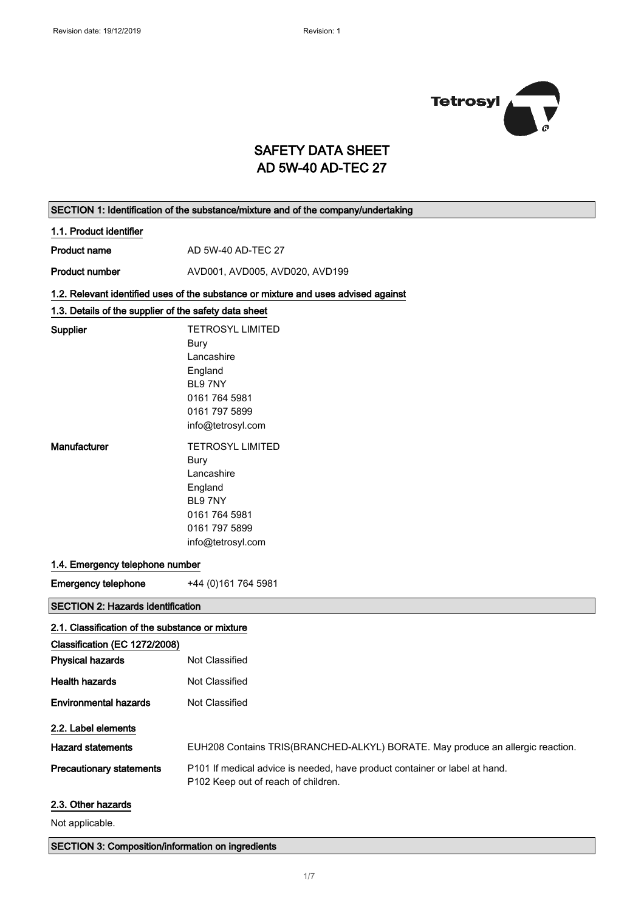Revision date: 19/12/2019 Revision: 1

# SAFETY DATA SHEET
# AD 5W-40 AD-TEC 27

## SECTION 1: Identification of the substance/mixture and of the company/undertaking

### 1.1. Product identifier

**Product name** AD 5W-40 AD-TEC 27

**Product number** AVD001, AVD005, AVD020, AVD199

### 1.2. Relevant identified uses of the substance or mixture and uses advised against

### 1.3. Details of the supplier of the safety data sheet

**Supplier**
TETROSYL LIMITED
Bury
Lancashire
England
BL9 7NY
0161 764 5981
0161 797 5899
info@tetrosyl.com

**Manufacturer**
TETROSYL LIMITED
Bury
Lancashire
England
BL9 7NY
0161 764 5981
0161 797 5899
info@tetrosyl.com

### 1.4. Emergency telephone number

**Emergency telephone** +44 (0)161 764 5981

## SECTION 2: Hazards identification

### 2.1. Classification of the substance or mixture

**Classification (EC 1272/2008)**

**Physical hazards** Not Classified

**Health hazards** Not Classified

**Environmental hazards** Not Classified

### 2.2. Label elements

**Hazard statements** EUH208 Contains TRIS(BRANCHED-ALKYL) BORATE. May produce an allergic reaction.

**Precautionary statements** P101 If medical advice is needed, have product container or label at hand.
P102 Keep out of reach of children.

### 2.3. Other hazards

Not applicable.

## SECTION 3: Composition/information on ingredients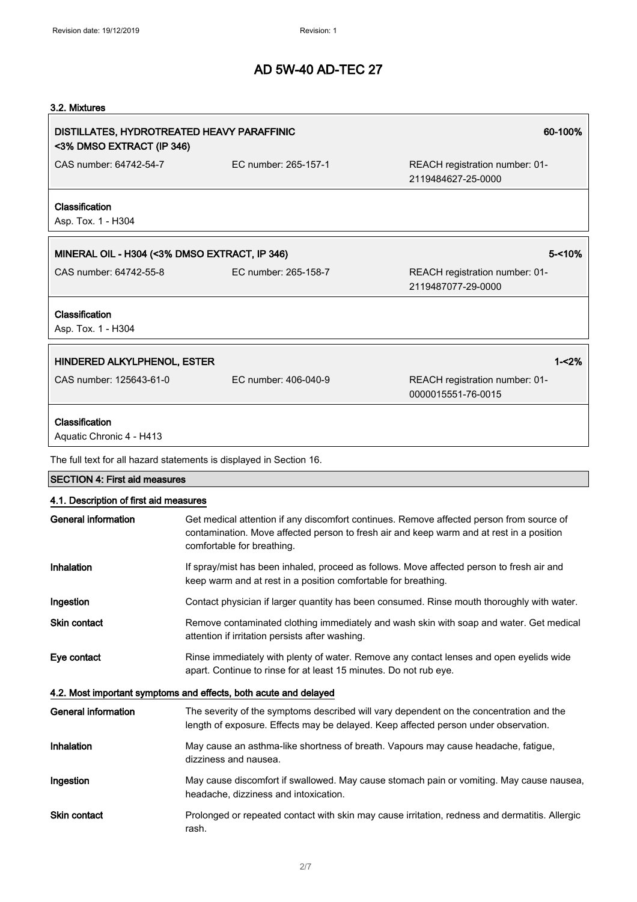### 3.2. Mixtures

| DISTILLATES, HYDROTREATED HEAVY PARAFFINIC <3% DMSO EXTRACT (IP 346) | | 60-100% |
|---|---|---|
| CAS number: 64742-54-7 | EC number: 265-157-1 | REACH registration number: 01-2119484627-25-0000 |

**Classification**
Asp. Tox. 1 - H304

| MINERAL OIL - H304 (<3% DMSO EXTRACT, IP 346) | | 5-<10% |
|---|---|---|
| CAS number: 64742-55-8 | EC number: 265-158-7 | REACH registration number: 01-2119487077-29-0000 |

**Classification**
Asp. Tox. 1 - H304

| HINDERED ALKYLPHENOL, ESTER | | 1-<2% |
|---|---|---|
| CAS number: 125643-61-0 | EC number: 406-040-9 | REACH registration number: 01-0000015551-76-0015 |

**Classification**
Aquatic Chronic 4 - H413

The full text for all hazard statements is displayed in Section 16.

## SECTION 4: First aid measures

### 4.1. Description of first aid measures

**General information** Get medical attention if any discomfort continues. Remove affected person from source of contamination. Move affected person to fresh air and keep warm and at rest in a position comfortable for breathing.

**Inhalation** If spray/mist has been inhaled, proceed as follows. Move affected person to fresh air and keep warm and at rest in a position comfortable for breathing.

**Ingestion** Contact physician if larger quantity has been consumed. Rinse mouth thoroughly with water.

**Skin contact** Remove contaminated clothing immediately and wash skin with soap and water. Get medical attention if irritation persists after washing.

**Eye contact** Rinse immediately with plenty of water. Remove any contact lenses and open eyelids wide apart. Continue to rinse for at least 15 minutes. Do not rub eye.

### 4.2. Most important symptoms and effects, both acute and delayed

**General information** The severity of the symptoms described will vary dependent on the concentration and the length of exposure. Effects may be delayed. Keep affected person under observation.

**Inhalation** May cause an asthma-like shortness of breath. Vapours may cause headache, fatigue, dizziness and nausea.

**Ingestion** May cause discomfort if swallowed. May cause stomach pain or vomiting. May cause nausea, headache, dizziness and intoxication.

**Skin contact** Prolonged or repeated contact with skin may cause irritation, redness and dermatitis. Allergic rash.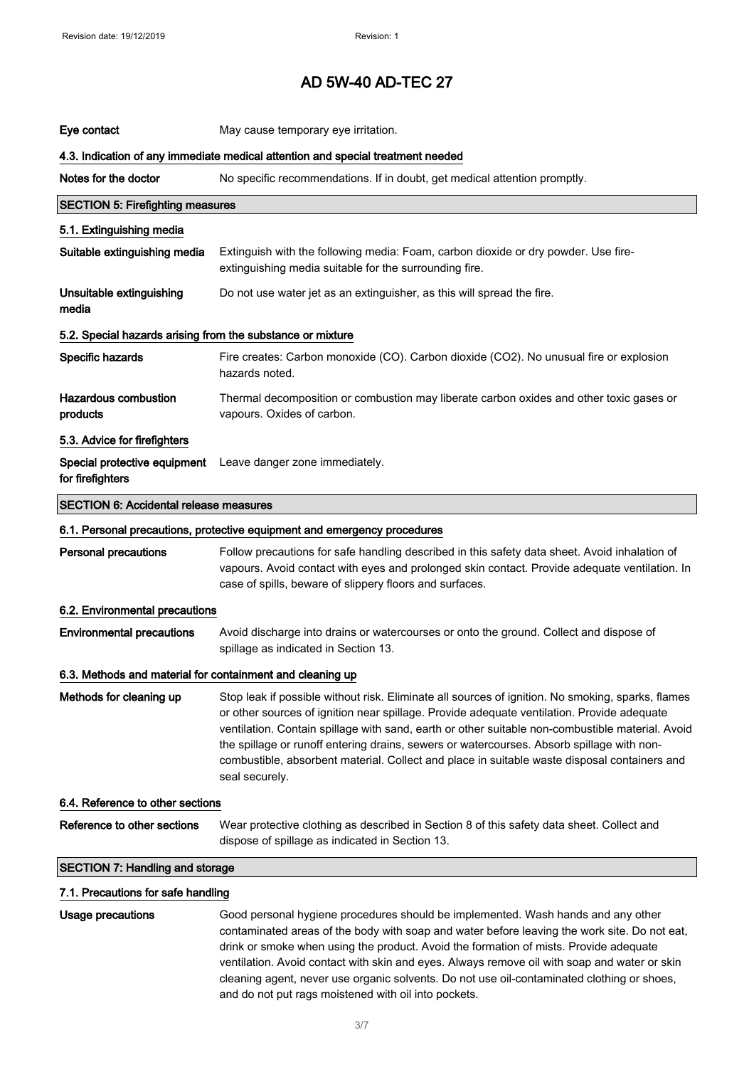| | |
|---|---|
| **Eye contact** | May cause temporary eye irritation. |

#### 4.3. Indication of any immediate medical attention and special treatment needed

| | |
|---|---|
| **Notes for the doctor** | No specific recommendations. If in doubt, get medical attention promptly. |

## SECTION 5: Firefighting measures

#### 5.1. Extinguishing media

| | |
|---|---|
| **Suitable extinguishing media** | Extinguish with the following media: Foam, carbon dioxide or dry powder. Use fire-extinguishing media suitable for the surrounding fire. |
| **Unsuitable extinguishing media** | Do not use water jet as an extinguisher, as this will spread the fire. |

#### 5.2. Special hazards arising from the substance or mixture

| | |
|---|---|
| **Specific hazards** | Fire creates: Carbon monoxide (CO). Carbon dioxide ($CO_2$). No unusual fire or explosion hazards noted. |
| **Hazardous combustion products** | Thermal decomposition or combustion may liberate carbon oxides and other toxic gases or vapours. Oxides of carbon. |

#### 5.3. Advice for firefighters

| | |
|---|---|
| **Special protective equipment for firefighters** | Leave danger zone immediately. |

## SECTION 6: Accidental release measures

#### 6.1. Personal precautions, protective equipment and emergency procedures

| | |
|---|---|
| **Personal precautions** | Follow precautions for safe handling described in this safety data sheet. Avoid inhalation of vapours. Avoid contact with eyes and prolonged skin contact. Provide adequate ventilation. In case of spills, beware of slippery floors and surfaces. |

#### 6.2. Environmental precautions

| | |
|---|---|
| **Environmental precautions** | Avoid discharge into drains or watercourses or onto the ground. Collect and dispose of spillage as indicated in Section 13. |

#### 6.3. Methods and material for containment and cleaning up

| | |
|---|---|
| **Methods for cleaning up** | Stop leak if possible without risk. Eliminate all sources of ignition. No smoking, sparks, flames or other sources of ignition near spillage. Provide adequate ventilation. Provide adequate ventilation. Contain spillage with sand, earth or other suitable non-combustible material. Avoid the spillage or runoff entering drains, sewers or watercourses. Absorb spillage with non-combustible, absorbent material. Collect and place in suitable waste disposal containers and seal securely. |

#### 6.4. Reference to other sections

| | |
|---|---|
| **Reference to other sections** | Wear protective clothing as described in Section 8 of this safety data sheet. Collect and dispose of spillage as indicated in Section 13. |

## SECTION 7: Handling and storage

#### 7.1. Precautions for safe handling

| | |
|---|---|
| **Usage precautions** | Good personal hygiene procedures should be implemented. Wash hands and any other contaminated areas of the body with soap and water before leaving the work site. Do not eat, drink or smoke when using the product. Avoid the formation of mists. Provide adequate ventilation. Avoid contact with skin and eyes. Always remove oil with soap and water or skin cleaning agent, never use organic solvents. Do not use oil-contaminated clothing or shoes, and do not put rags moistened with oil into pockets. |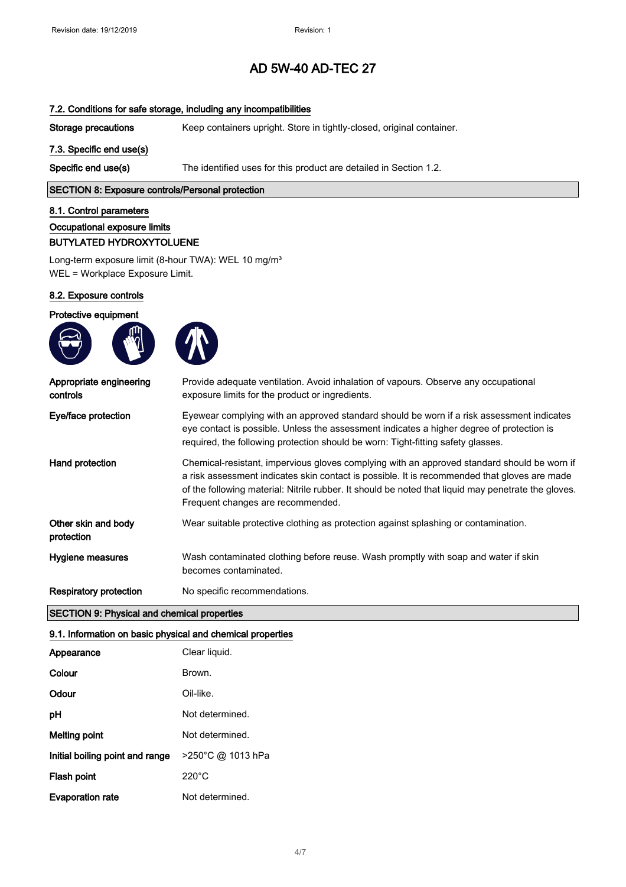# AD 5W-40 AD-TEC 27

### 7.2. Conditions for safe storage, including any incompatibilities

| | |
|---|---|
| **Storage precautions** | Keep containers upright. Store in tightly-closed, original container. |

### 7.3. Specific end use(s)

| | |
|---|---|
| **Specific end use(s)** | The identified uses for this product are detailed in Section 1.2. |

## SECTION 8: Exposure controls/Personal protection

### 8.1. Control parameters

**Occupational exposure limits**

**BUTYLATED HYDROXYTOLUENE**

Long-term exposure limit (8-hour TWA): WEL 10 mg/m³
WEL = Workplace Exposure Limit.

### 8.2. Exposure controls

**Protective equipment**

| | |
|---|---|
| **Appropriate engineering controls** | Provide adequate ventilation. Avoid inhalation of vapours. Observe any occupational exposure limits for the product or ingredients. |
| **Eye/face protection** | Eyewear complying with an approved standard should be worn if a risk assessment indicates eye contact is possible. Unless the assessment indicates a higher degree of protection is required, the following protection should be worn: Tight-fitting safety glasses. |
| **Hand protection** | Chemical-resistant, impervious gloves complying with an approved standard should be worn if a risk assessment indicates skin contact is possible. It is recommended that gloves are made of the following material: Nitrile rubber. It should be noted that liquid may penetrate the gloves. Frequent changes are recommended. |
| **Other skin and body protection** | Wear suitable protective clothing as protection against splashing or contamination. |
| **Hygiene measures** | Wash contaminated clothing before reuse. Wash promptly with soap and water if skin becomes contaminated. |
| **Respiratory protection** | No specific recommendations. |

## SECTION 9: Physical and chemical properties

### 9.1. Information on basic physical and chemical properties

| | |
|---|---|
| **Appearance** | Clear liquid. |
| **Colour** | Brown. |
| **Odour** | Oil-like. |
| **pH** | Not determined. |
| **Melting point** | Not determined. |
| **Initial boiling point and range** | >250°C @ 1013 hPa |
| **Flash point** | 220°C |
| **Evaporation rate** | Not determined. |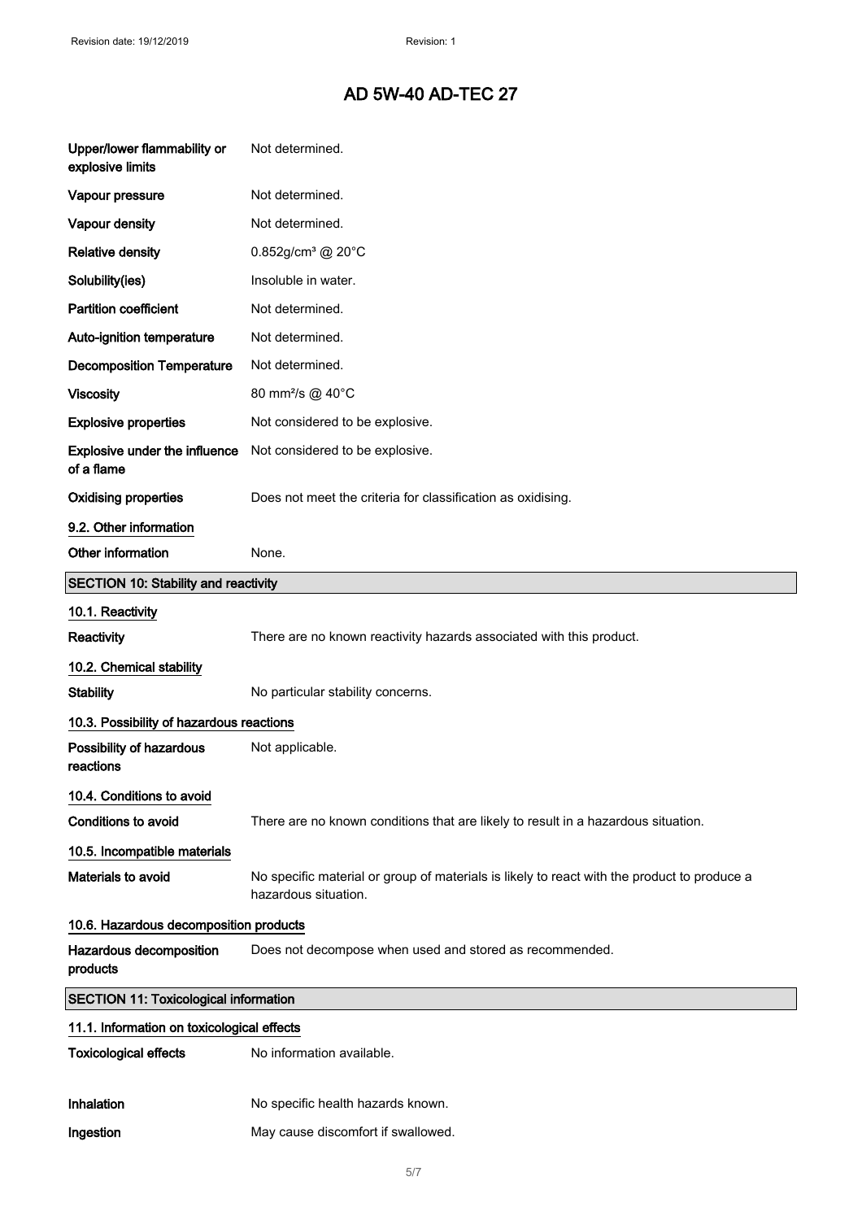| | |
|---|---|
| **Upper/lower flammability or explosive limits** | Not determined. |
| **Vapour pressure** | Not determined. |
| **Vapour density** | Not determined. |
| **Relative density** | 0.852g/cm³ @ 20°C |
| **Solubility(ies)** | Insoluble in water. |
| **Partition coefficient** | Not determined. |
| **Auto-ignition temperature** | Not determined. |
| **Decomposition Temperature** | Not determined. |
| **Viscosity** | 80 mm²/s @ 40°C |
| **Explosive properties** | Not considered to be explosive. |
| **Explosive under the influence of a flame** | Not considered to be explosive. |
| **Oxidising properties** | Does not meet the criteria for classification as oxidising. |

### 9.2. Other information

| | |
|---|---|
| **Other information** | None. |

## SECTION 10: Stability and reactivity

### 10.1. Reactivity

| | |
|---|---|
| **Reactivity** | There are no known reactivity hazards associated with this product. |

### 10.2. Chemical stability

| | |
|---|---|
| **Stability** | No particular stability concerns. |

### 10.3. Possibility of hazardous reactions

| | |
|---|---|
| **Possibility of hazardous reactions** | Not applicable. |

### 10.4. Conditions to avoid

| | |
|---|---|
| **Conditions to avoid** | There are no known conditions that are likely to result in a hazardous situation. |

### 10.5. Incompatible materials

| | |
|---|---|
| **Materials to avoid** | No specific material or group of materials is likely to react with the product to produce a hazardous situation. |

### 10.6. Hazardous decomposition products

| | |
|---|---|
| **Hazardous decomposition products** | Does not decompose when used and stored as recommended. |

## SECTION 11: Toxicological information

### 11.1. Information on toxicological effects

| | |
|---|---|
| **Toxicological effects** | No information available. |
| **Inhalation** | No specific health hazards known. |
| **Ingestion** | May cause discomfort if swallowed. |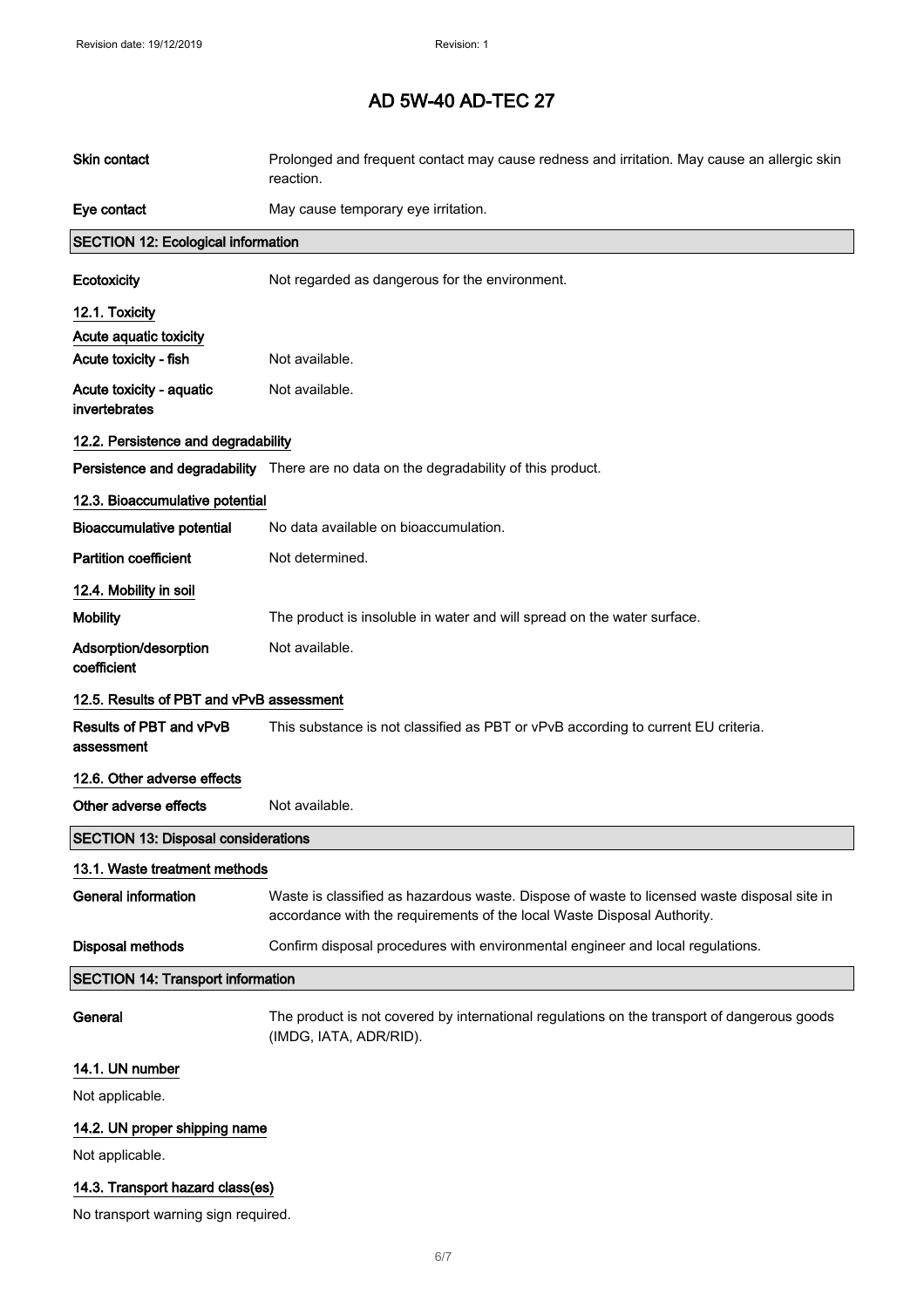# AD 5W-40 AD-TEC 27

| | |
|---|---|
| **Skin contact** | Prolonged and frequent contact may cause redness and irritation. May cause an allergic skin reaction. |
| **Eye contact** | May cause temporary eye irritation. |

## SECTION 12: Ecological information

| | |
|---|---|
| **Ecotoxicity** | Not regarded as dangerous for the environment. |

### 12.1. Toxicity

**Acute aquatic toxicity**

| | |
|---|---|
| **Acute toxicity - fish** | Not available. |
| **Acute toxicity - aquatic invertebrates** | Not available. |

### 12.2. Persistence and degradability

| | |
|---|---|
| **Persistence and degradability** | There are no data on the degradability of this product. |

### 12.3. Bioaccumulative potential

| | |
|---|---|
| **Bioaccumulative potential** | No data available on bioaccumulation. |
| **Partition coefficient** | Not determined. |

### 12.4. Mobility in soil

| | |
|---|---|
| **Mobility** | The product is insoluble in water and will spread on the water surface. |
| **Adsorption/desorption coefficient** | Not available. |

### 12.5. Results of PBT and vPvB assessment

| | |
|---|---|
| **Results of PBT and vPvB assessment** | This substance is not classified as PBT or vPvB according to current EU criteria. |

### 12.6. Other adverse effects

| | |
|---|---|
| **Other adverse effects** | Not available. |

## SECTION 13: Disposal considerations

### 13.1. Waste treatment methods

| | |
|---|---|
| **General information** | Waste is classified as hazardous waste. Dispose of waste to licensed waste disposal site in accordance with the requirements of the local Waste Disposal Authority. |
| **Disposal methods** | Confirm disposal procedures with environmental engineer and local regulations. |

## SECTION 14: Transport information

| | |
|---|---|
| **General** | The product is not covered by international regulations on the transport of dangerous goods (IMDG, IATA, ADR/RID). |

### 14.1. UN number

Not applicable.

### 14.2. UN proper shipping name

Not applicable.

### 14.3. Transport hazard class(es)

No transport warning sign required.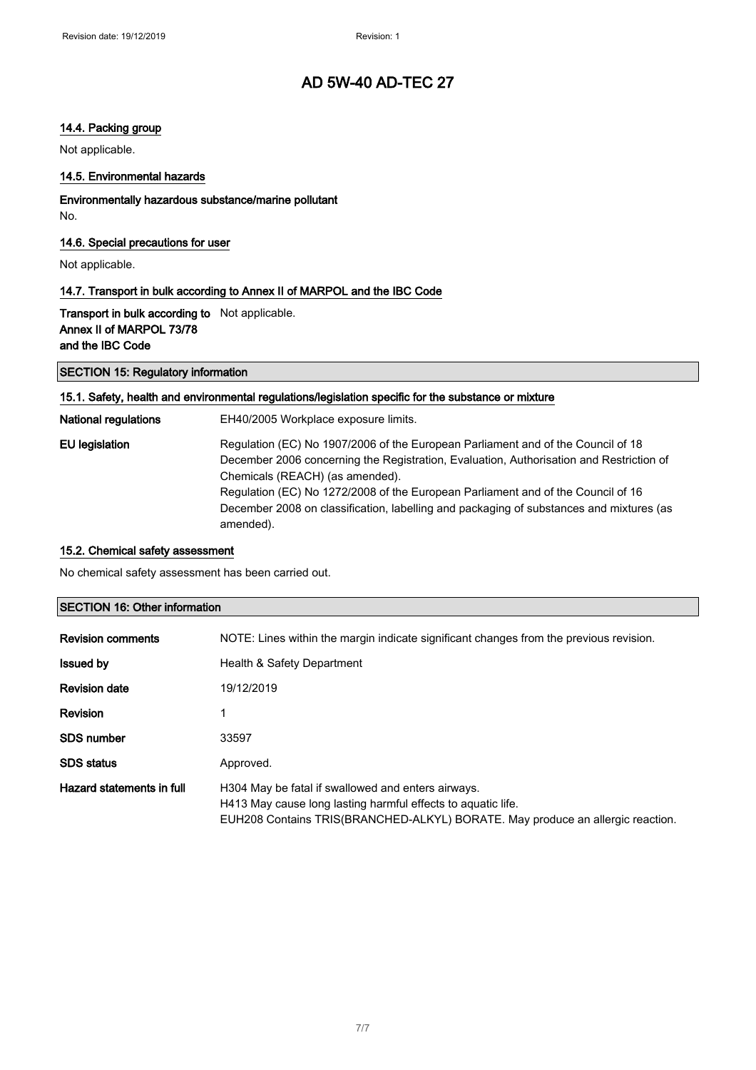#### 14.4. Packing group

Not applicable.

#### 14.5. Environmental hazards

**Environmentally hazardous substance/marine pollutant**

No.

#### 14.6. Special precautions for user

Not applicable.

#### 14.7. Transport in bulk according to Annex II of MARPOL and the IBC Code

| | |
|---|---|
| **Transport in bulk according to Annex II of MARPOL 73/78 and the IBC Code** | Not applicable. |

## SECTION 15: Regulatory information

#### 15.1. Safety, health and environmental regulations/legislation specific for the substance or mixture

| | |
|---|---|
| **National regulations** | EH40/2005 Workplace exposure limits. |
| **EU legislation** | Regulation (EC) No 1907/2006 of the European Parliament and of the Council of 18 December 2006 concerning the Registration, Evaluation, Authorisation and Restriction of Chemicals (REACH) (as amended).<br>Regulation (EC) No 1272/2008 of the European Parliament and of the Council of 16 December 2008 on classification, labelling and packaging of substances and mixtures (as amended). |

#### 15.2. Chemical safety assessment

No chemical safety assessment has been carried out.

## SECTION 16: Other information

| | |
|---|---|
| **Revision comments** | NOTE: Lines within the margin indicate significant changes from the previous revision. |
| **Issued by** | Health & Safety Department |
| **Revision date** | 19/12/2019 |
| **Revision** | 1 |
| **SDS number** | 33597 |
| **SDS status** | Approved. |
| **Hazard statements in full** | H304 May be fatal if swallowed and enters airways.<br>H413 May cause long lasting harmful effects to aquatic life.<br>EUH208 Contains TRIS(BRANCHED-ALKYL) BORATE. May produce an allergic reaction. |